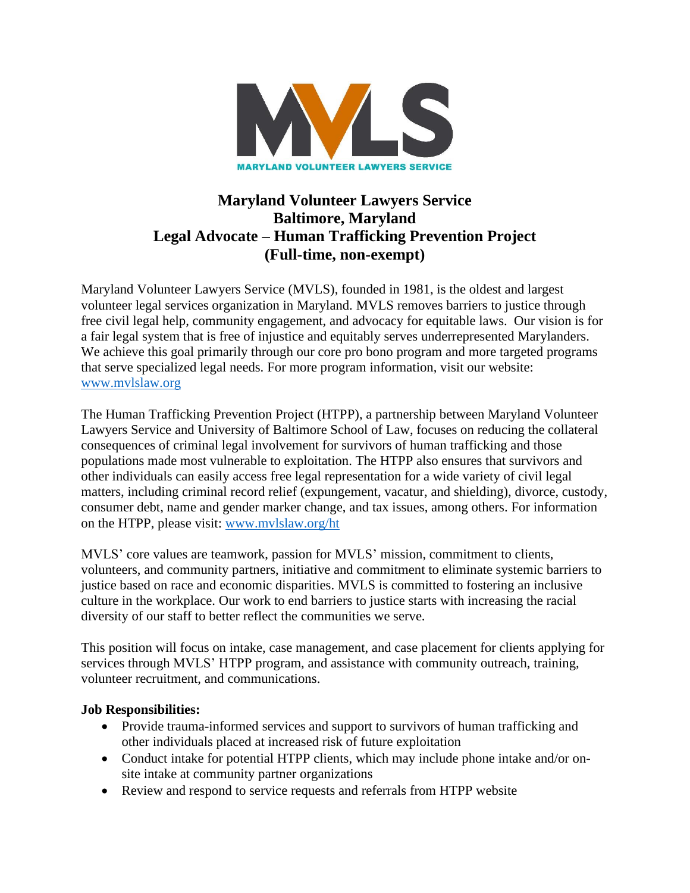# Maryland Volunteer Lawyers Service
# Baltimore, Maryland
# Legal Advocate – Human Trafficking Prevention Project
# (Full-time, non-exempt)

Maryland Volunteer Lawyers Service (MVLS), founded in 1981, is the oldest and largest volunteer legal services organization in Maryland. MVLS removes barriers to justice through free civil legal help, community engagement, and advocacy for equitable laws. Our vision is for a fair legal system that is free of injustice and equitably serves underrepresented Marylanders. We achieve this goal primarily through our core pro bono program and more targeted programs that serve specialized legal needs. For more program information, visit our website: www.mvlslaw.org

The Human Trafficking Prevention Project (HTPP), a partnership between Maryland Volunteer Lawyers Service and University of Baltimore School of Law, focuses on reducing the collateral consequences of criminal legal involvement for survivors of human trafficking and those populations made most vulnerable to exploitation. The HTPP also ensures that survivors and other individuals can easily access free legal representation for a wide variety of civil legal matters, including criminal record relief (expungement, vacatur, and shielding), divorce, custody, consumer debt, name and gender marker change, and tax issues, among others. For information on the HTPP, please visit: www.mvlslaw.org/ht

MVLS' core values are teamwork, passion for MVLS' mission, commitment to clients, volunteers, and community partners, initiative and commitment to eliminate systemic barriers to justice based on race and economic disparities. MVLS is committed to fostering an inclusive culture in the workplace. Our work to end barriers to justice starts with increasing the racial diversity of our staff to better reflect the communities we serve.

This position will focus on intake, case management, and case placement for clients applying for services through MVLS' HTPP program, and assistance with community outreach, training, volunteer recruitment, and communications.

**Job Responsibilities:**

- Provide trauma-informed services and support to survivors of human trafficking and other individuals placed at increased risk of future exploitation
- Conduct intake for potential HTPP clients, which may include phone intake and/or on-site intake at community partner organizations
- Review and respond to service requests and referrals from HTPP website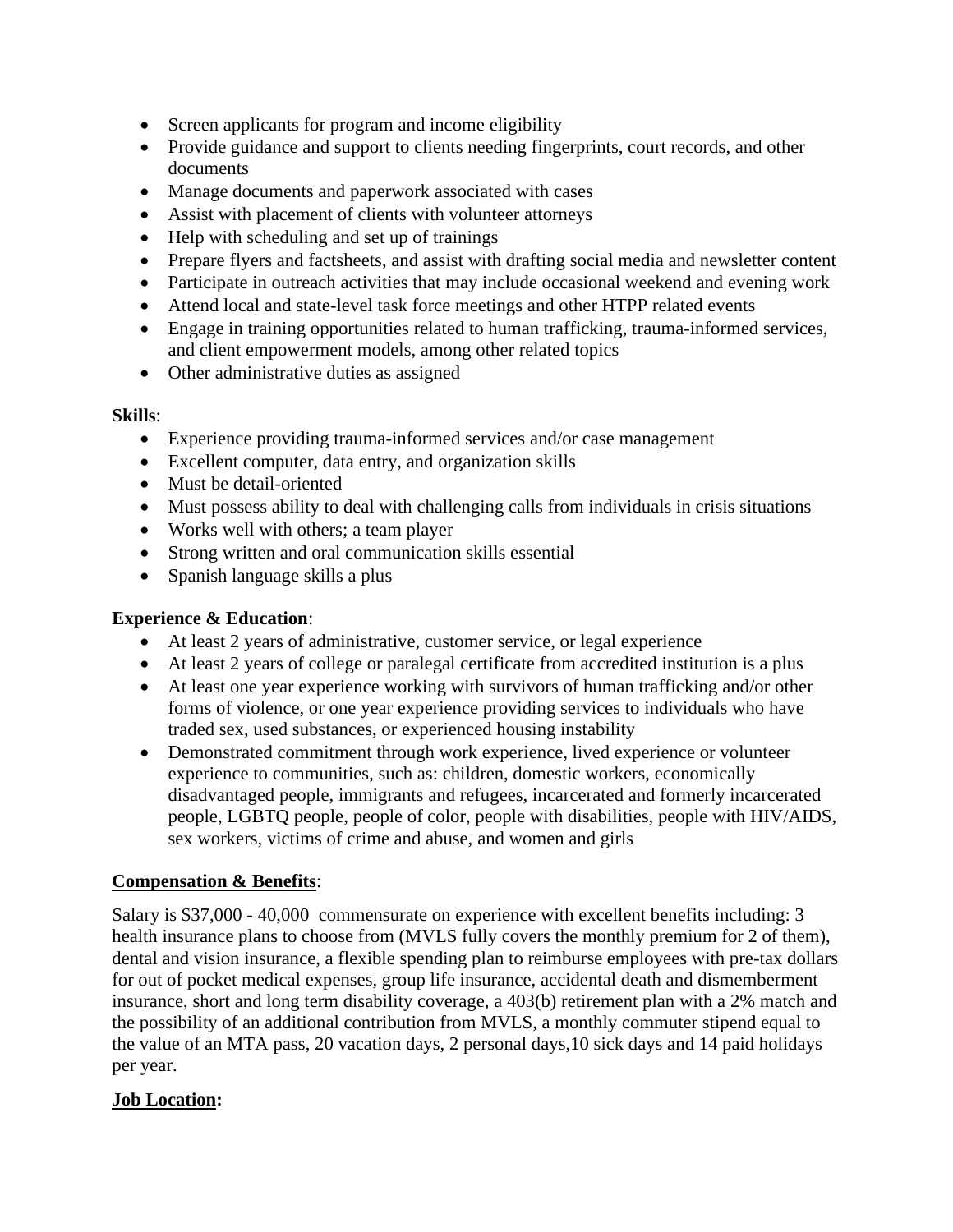- Screen applicants for program and income eligibility
- Provide guidance and support to clients needing fingerprints, court records, and other documents
- Manage documents and paperwork associated with cases
- Assist with placement of clients with volunteer attorneys
- Help with scheduling and set up of trainings
- Prepare flyers and factsheets, and assist with drafting social media and newsletter content
- Participate in outreach activities that may include occasional weekend and evening work
- Attend local and state-level task force meetings and other HTPP related events
- Engage in training opportunities related to human trafficking, trauma-informed services, and client empowerment models, among other related topics
- Other administrative duties as assigned

**Skills**:

- Experience providing trauma-informed services and/or case management
- Excellent computer, data entry, and organization skills
- Must be detail-oriented
- Must possess ability to deal with challenging calls from individuals in crisis situations
- Works well with others; a team player
- Strong written and oral communication skills essential
- Spanish language skills a plus

**Experience & Education**:

- At least 2 years of administrative, customer service, or legal experience
- At least 2 years of college or paralegal certificate from accredited institution is a plus
- At least one year experience working with survivors of human trafficking and/or other forms of violence, or one year experience providing services to individuals who have traded sex, used substances, or experienced housing instability
- Demonstrated commitment through work experience, lived experience or volunteer experience to communities, such as: children, domestic workers, economically disadvantaged people, immigrants and refugees, incarcerated and formerly incarcerated people, LGBTQ people, people of color, people with disabilities, people with HIV/AIDS, sex workers, victims of crime and abuse, and women and girls

**Compensation & Benefits**:

Salary is $37,000 - 40,000 commensurate on experience with excellent benefits including: 3 health insurance plans to choose from (MVLS fully covers the monthly premium for 2 of them), dental and vision insurance, a flexible spending plan to reimburse employees with pre-tax dollars for out of pocket medical expenses, group life insurance, accidental death and dismemberment insurance, short and long term disability coverage, a 403(b) retirement plan with a 2% match and the possibility of an additional contribution from MVLS, a monthly commuter stipend equal to the value of an MTA pass, 20 vacation days, 2 personal days,10 sick days and 14 paid holidays per year.

**Job Location:**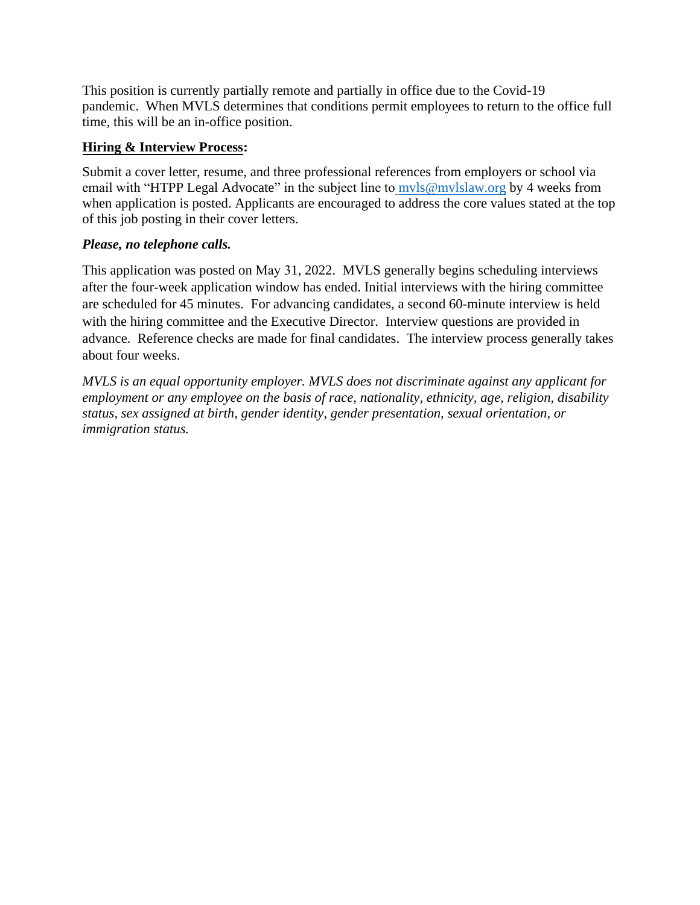This position is currently partially remote and partially in office due to the Covid-19 pandemic. When MVLS determines that conditions permit employees to return to the office full time, this will be an in-office position.

**Hiring & Interview Process:**

Submit a cover letter, resume, and three professional references from employers or school via email with "HTPP Legal Advocate" in the subject line to mvls@mvlslaw.org by 4 weeks from when application is posted. Applicants are encouraged to address the core values stated at the top of this job posting in their cover letters.

***Please, no telephone calls.***

This application was posted on May 31, 2022. MVLS generally begins scheduling interviews after the four-week application window has ended. Initial interviews with the hiring committee are scheduled for 45 minutes. For advancing candidates, a second 60-minute interview is held with the hiring committee and the Executive Director. Interview questions are provided in advance. Reference checks are made for final candidates. The interview process generally takes about four weeks.

*MVLS is an equal opportunity employer. MVLS does not discriminate against any applicant for employment or any employee on the basis of race, nationality, ethnicity, age, religion, disability status, sex assigned at birth, gender identity, gender presentation, sexual orientation, or immigration status.*